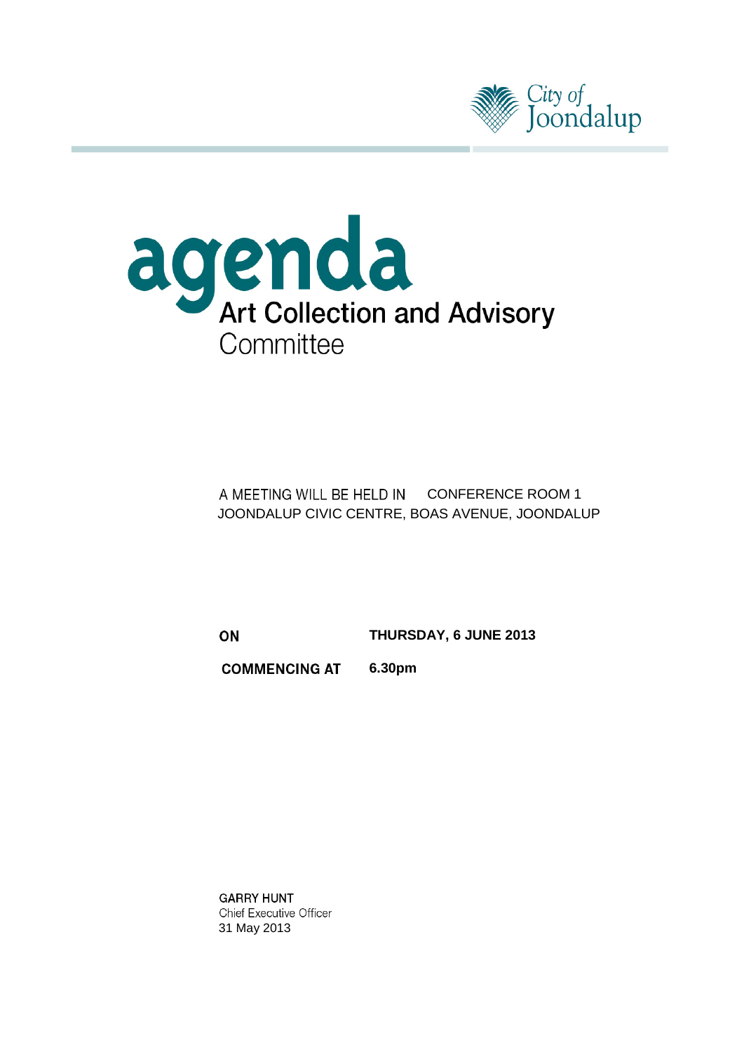City of Joondalup

# agenda

## Art Collection and Advisory Committee

A MEETING WILL BE HELD IN CONFERENCE ROOM 1
JOONDALUP CIVIC CENTRE, BOAS AVENUE, JOONDALUP

**ON** **THURSDAY, 6 JUNE 2013**

**COMMENCING AT** **6.30pm**

GARRY HUNT
Chief Executive Officer
31 May 2013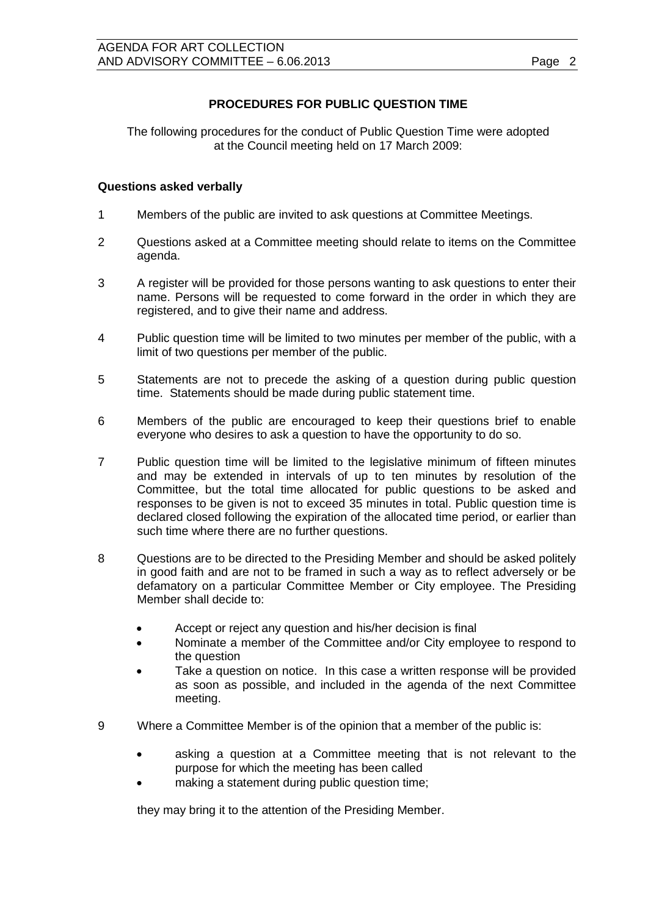## PROCEDURES FOR PUBLIC QUESTION TIME

The following procedures for the conduct of Public Question Time were adopted at the Council meeting held on 17 March 2009:

### Questions asked verbally

1. Members of the public are invited to ask questions at Committee Meetings.

2. Questions asked at a Committee meeting should relate to items on the Committee agenda.

3. A register will be provided for those persons wanting to ask questions to enter their name. Persons will be requested to come forward in the order in which they are registered, and to give their name and address.

4. Public question time will be limited to two minutes per member of the public, with a limit of two questions per member of the public.

5. Statements are not to precede the asking of a question during public question time. Statements should be made during public statement time.

6. Members of the public are encouraged to keep their questions brief to enable everyone who desires to ask a question to have the opportunity to do so.

7. Public question time will be limited to the legislative minimum of fifteen minutes and may be extended in intervals of up to ten minutes by resolution of the Committee, but the total time allocated for public questions to be asked and responses to be given is not to exceed 35 minutes in total. Public question time is declared closed following the expiration of the allocated time period, or earlier than such time where there are no further questions.

8. Questions are to be directed to the Presiding Member and should be asked politely in good faith and are not to be framed in such a way as to reflect adversely or be defamatory on a particular Committee Member or City employee. The Presiding Member shall decide to:

   - Accept or reject any question and his/her decision is final
   - Nominate a member of the Committee and/or City employee to respond to the question
   - Take a question on notice. In this case a written response will be provided as soon as possible, and included in the agenda of the next Committee meeting.

9. Where a Committee Member is of the opinion that a member of the public is:

   - asking a question at a Committee meeting that is not relevant to the purpose for which the meeting has been called
   - making a statement during public question time;

   they may bring it to the attention of the Presiding Member.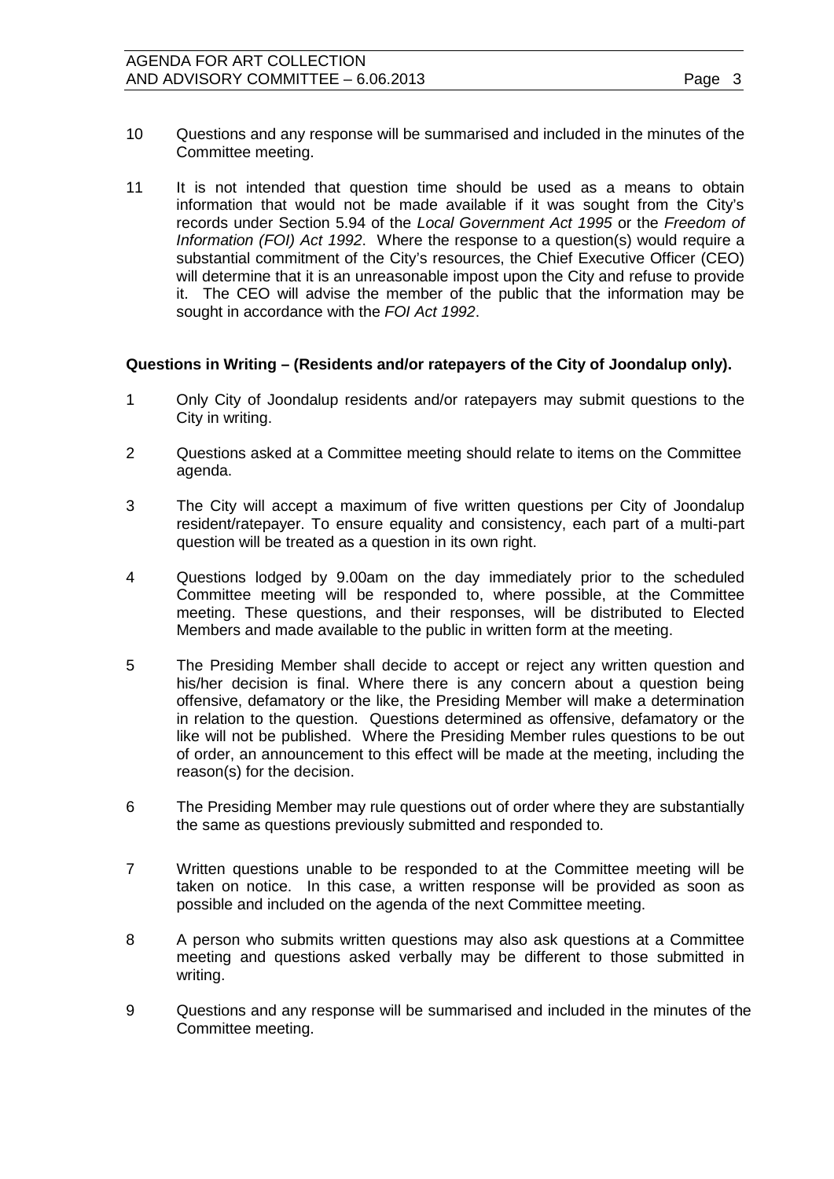10 Questions and any response will be summarised and included in the minutes of the Committee meeting.

11 It is not intended that question time should be used as a means to obtain information that would not be made available if it was sought from the City's records under Section 5.94 of the *Local Government Act 1995* or the *Freedom of Information (FOI) Act 1992*. Where the response to a question(s) would require a substantial commitment of the City's resources, the Chief Executive Officer (CEO) will determine that it is an unreasonable impost upon the City and refuse to provide it. The CEO will advise the member of the public that the information may be sought in accordance with the *FOI Act 1992*.

**Questions in Writing – (Residents and/or ratepayers of the City of Joondalup only).**

1 Only City of Joondalup residents and/or ratepayers may submit questions to the City in writing.

2 Questions asked at a Committee meeting should relate to items on the Committee agenda.

3 The City will accept a maximum of five written questions per City of Joondalup resident/ratepayer. To ensure equality and consistency, each part of a multi-part question will be treated as a question in its own right.

4 Questions lodged by 9.00am on the day immediately prior to the scheduled Committee meeting will be responded to, where possible, at the Committee meeting. These questions, and their responses, will be distributed to Elected Members and made available to the public in written form at the meeting.

5 The Presiding Member shall decide to accept or reject any written question and his/her decision is final. Where there is any concern about a question being offensive, defamatory or the like, the Presiding Member will make a determination in relation to the question. Questions determined as offensive, defamatory or the like will not be published. Where the Presiding Member rules questions to be out of order, an announcement to this effect will be made at the meeting, including the reason(s) for the decision.

6 The Presiding Member may rule questions out of order where they are substantially the same as questions previously submitted and responded to.

7 Written questions unable to be responded to at the Committee meeting will be taken on notice. In this case, a written response will be provided as soon as possible and included on the agenda of the next Committee meeting.

8 A person who submits written questions may also ask questions at a Committee meeting and questions asked verbally may be different to those submitted in writing.

9 Questions and any response will be summarised and included in the minutes of the Committee meeting.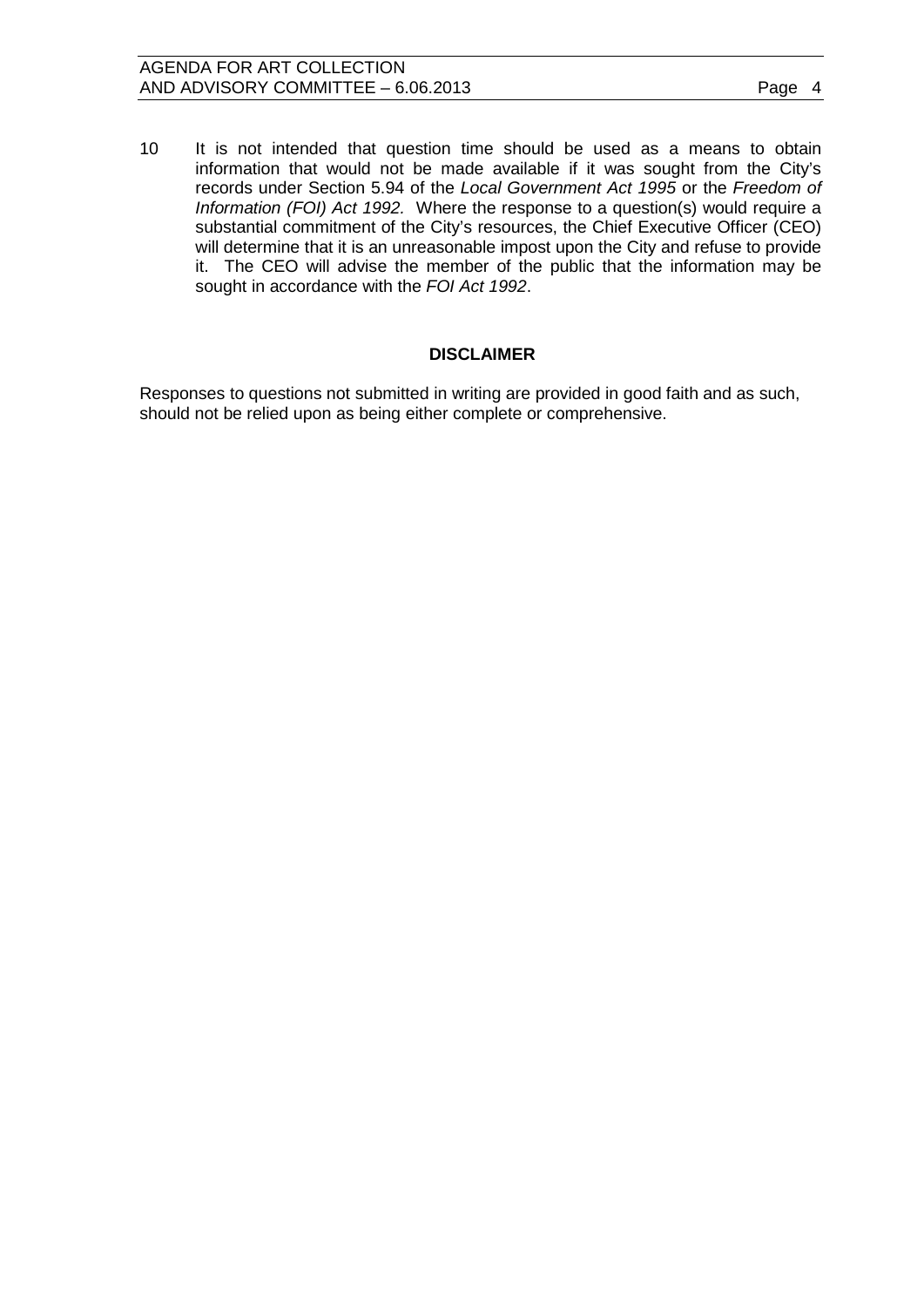10 It is not intended that question time should be used as a means to obtain information that would not be made available if it was sought from the City's records under Section 5.94 of the *Local Government Act 1995* or the *Freedom of Information (FOI) Act 1992.* Where the response to a question(s) would require a substantial commitment of the City's resources, the Chief Executive Officer (CEO) will determine that it is an unreasonable impost upon the City and refuse to provide it. The CEO will advise the member of the public that the information may be sought in accordance with the *FOI Act 1992*.

**DISCLAIMER**

Responses to questions not submitted in writing are provided in good faith and as such, should not be relied upon as being either complete or comprehensive.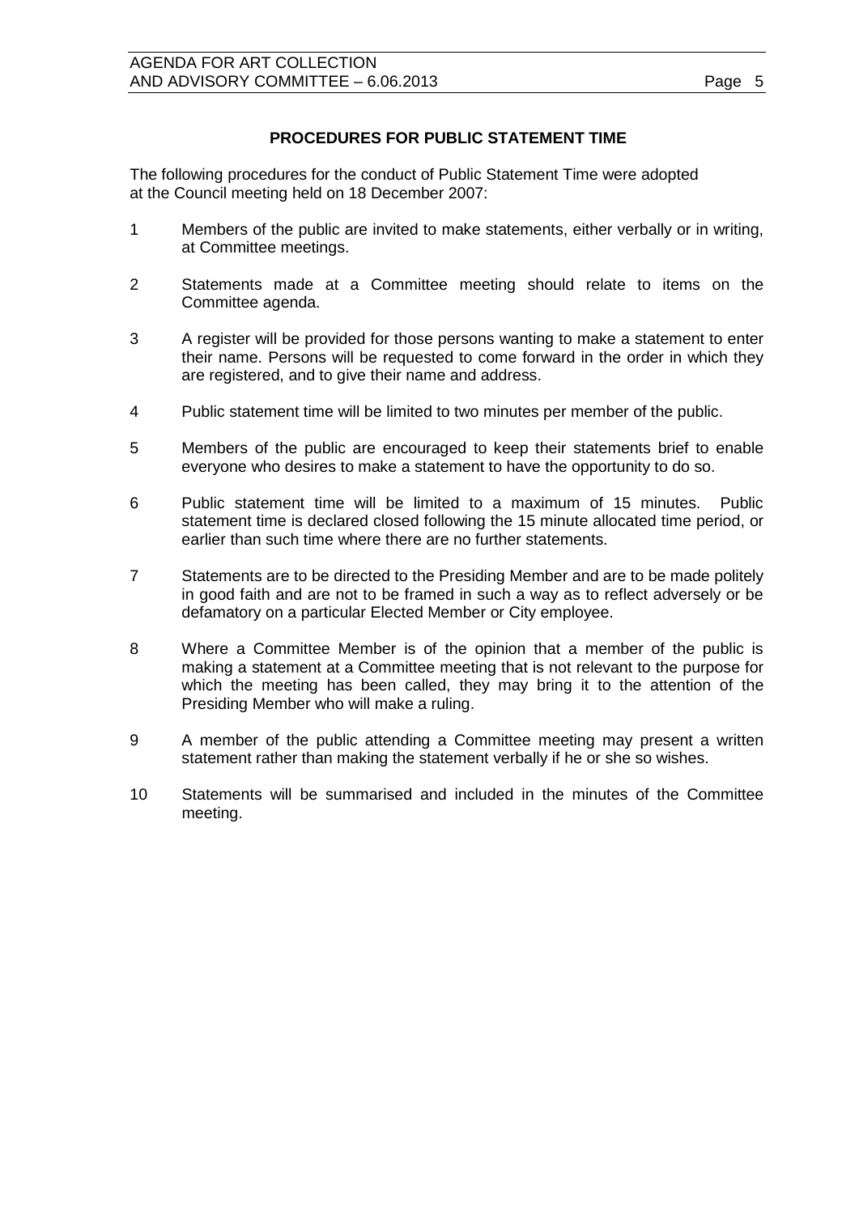## PROCEDURES FOR PUBLIC STATEMENT TIME

The following procedures for the conduct of Public Statement Time were adopted at the Council meeting held on 18 December 2007:

1. Members of the public are invited to make statements, either verbally or in writing, at Committee meetings.
2. Statements made at a Committee meeting should relate to items on the Committee agenda.
3. A register will be provided for those persons wanting to make a statement to enter their name. Persons will be requested to come forward in the order in which they are registered, and to give their name and address.
4. Public statement time will be limited to two minutes per member of the public.
5. Members of the public are encouraged to keep their statements brief to enable everyone who desires to make a statement to have the opportunity to do so.
6. Public statement time will be limited to a maximum of 15 minutes. Public statement time is declared closed following the 15 minute allocated time period, or earlier than such time where there are no further statements.
7. Statements are to be directed to the Presiding Member and are to be made politely in good faith and are not to be framed in such a way as to reflect adversely or be defamatory on a particular Elected Member or City employee.
8. Where a Committee Member is of the opinion that a member of the public is making a statement at a Committee meeting that is not relevant to the purpose for which the meeting has been called, they may bring it to the attention of the Presiding Member who will make a ruling.
9. A member of the public attending a Committee meeting may present a written statement rather than making the statement verbally if he or she so wishes.
10. Statements will be summarised and included in the minutes of the Committee meeting.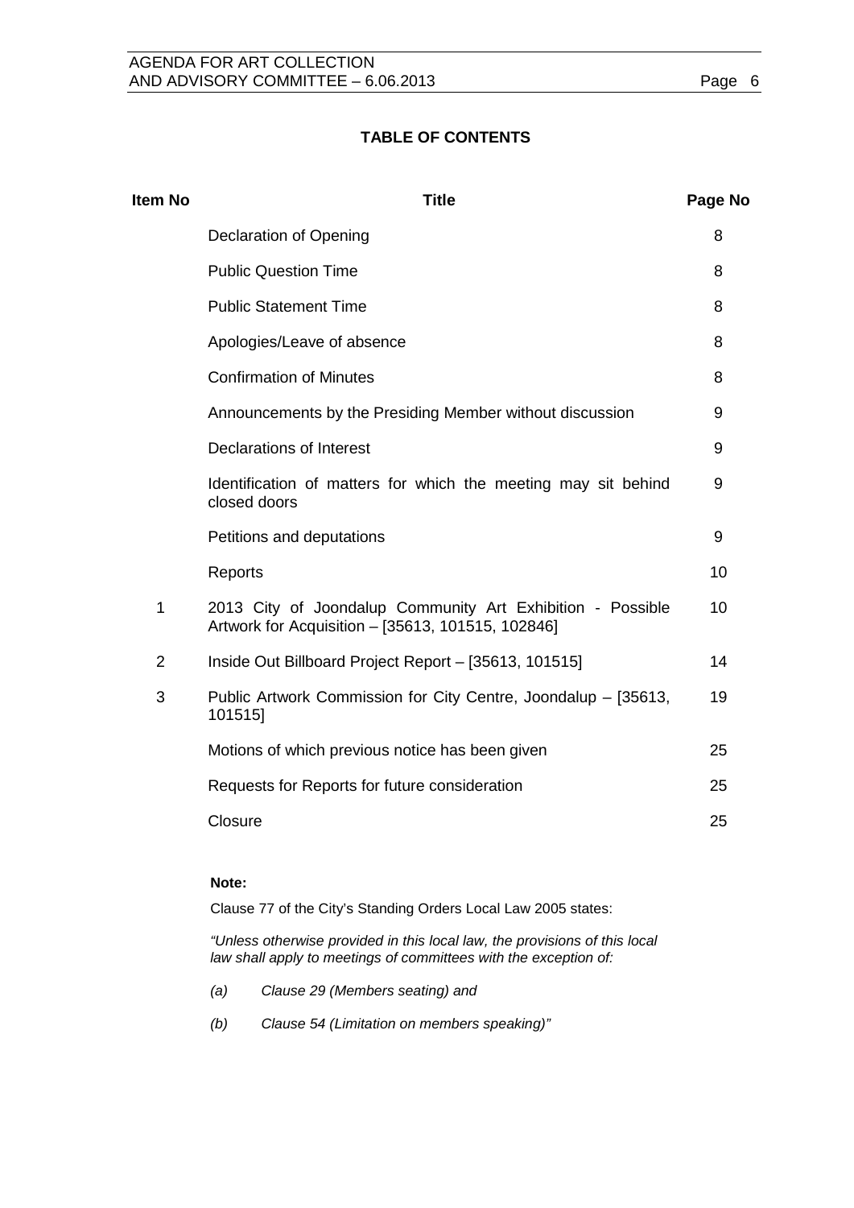**TABLE OF CONTENTS**

| Item No | Title | Page No |
|---|---|---|
| | Declaration of Opening | 8 |
| | Public Question Time | 8 |
| | Public Statement Time | 8 |
| | Apologies/Leave of absence | 8 |
| | Confirmation of Minutes | 8 |
| | Announcements by the Presiding Member without discussion | 9 |
| | Declarations of Interest | 9 |
| | Identification of matters for which the meeting may sit behind closed doors | 9 |
| | Petitions and deputations | 9 |
| | Reports | 10 |
| 1 | 2013 City of Joondalup Community Art Exhibition - Possible Artwork for Acquisition – [35613, 101515, 102846] | 10 |
| 2 | Inside Out Billboard Project Report – [35613, 101515] | 14 |
| 3 | Public Artwork Commission for City Centre, Joondalup – [35613, 101515] | 19 |
| | Motions of which previous notice has been given | 25 |
| | Requests for Reports for future consideration | 25 |
| | Closure | 25 |

**Note:**

Clause 77 of the City's Standing Orders Local Law 2005 states:

*"Unless otherwise provided in this local law, the provisions of this local law shall apply to meetings of committees with the exception of:*

*(a) Clause 29 (Members seating) and*

*(b) Clause 54 (Limitation on members speaking)"*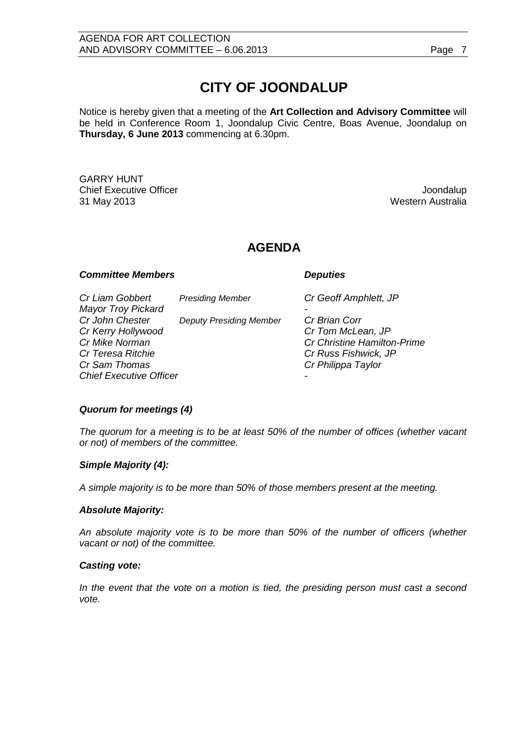# CITY OF JOONDALUP

Notice is hereby given that a meeting of the **Art Collection and Advisory Committee** will be held in Conference Room 1, Joondalup Civic Centre, Boas Avenue, Joondalup on **Thursday, 6 June 2013** commencing at 6.30pm.

GARRY HUNT
Chief Executive Officer
31 May 2013

Joondalup
Western Australia

## AGENDA

| ***Committee Members*** | | ***Deputies*** |
|---|---|---|
| *Cr Liam Gobbert* | *Presiding Member* | *Cr Geoff Amphlett, JP* |
| *Mayor Troy Pickard* | | - |
| *Cr John Chester* | *Deputy Presiding Member* | *Cr Brian Corr* |
| *Cr Kerry Hollywood* | | *Cr Tom McLean, JP* |
| *Cr Mike Norman* | | *Cr Christine Hamilton-Prime* |
| *Cr Teresa Ritchie* | | *Cr Russ Fishwick, JP* |
| *Cr Sam Thomas* | | *Cr Philippa Taylor* |
| *Chief Executive Officer* | | - |

***Quorum for meetings (4)***

*The quorum for a meeting is to be at least 50% of the number of offices (whether vacant or not) of members of the committee.*

***Simple Majority (4):***

*A simple majority is to be more than 50% of those members present at the meeting.*

***Absolute Majority:***

*An absolute majority vote is to be more than 50% of the number of officers (whether vacant or not) of the committee.*

***Casting vote:***

*In the event that the vote on a motion is tied, the presiding person must cast a second vote.*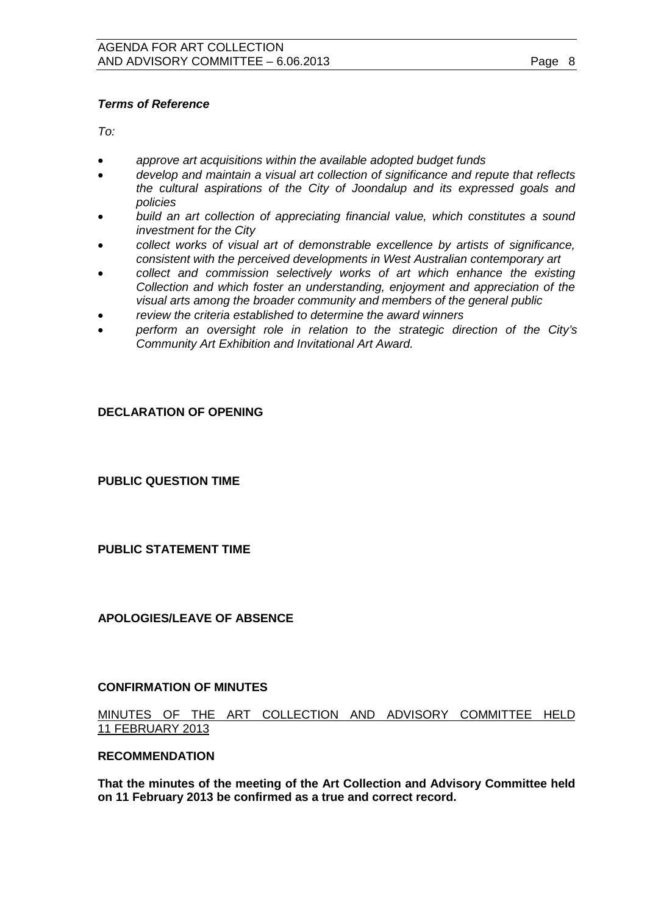***Terms of Reference***

*To:*

- *approve art acquisitions within the available adopted budget funds*
- *develop and maintain a visual art collection of significance and repute that reflects the cultural aspirations of the City of Joondalup and its expressed goals and policies*
- *build an art collection of appreciating financial value, which constitutes a sound investment for the City*
- *collect works of visual art of demonstrable excellence by artists of significance, consistent with the perceived developments in West Australian contemporary art*
- *collect and commission selectively works of art which enhance the existing Collection and which foster an understanding, enjoyment and appreciation of the visual arts among the broader community and members of the general public*
- *review the criteria established to determine the award winners*
- *perform an oversight role in relation to the strategic direction of the City's Community Art Exhibition and Invitational Art Award.*

**DECLARATION OF OPENING**

**PUBLIC QUESTION TIME**

**PUBLIC STATEMENT TIME**

**APOLOGIES/LEAVE OF ABSENCE**

**CONFIRMATION OF MINUTES**

<u>MINUTES OF THE ART COLLECTION AND ADVISORY COMMITTEE HELD 11 FEBRUARY 2013</u>

**RECOMMENDATION**

**That the minutes of the meeting of the Art Collection and Advisory Committee held on 11 February 2013 be confirmed as a true and correct record.**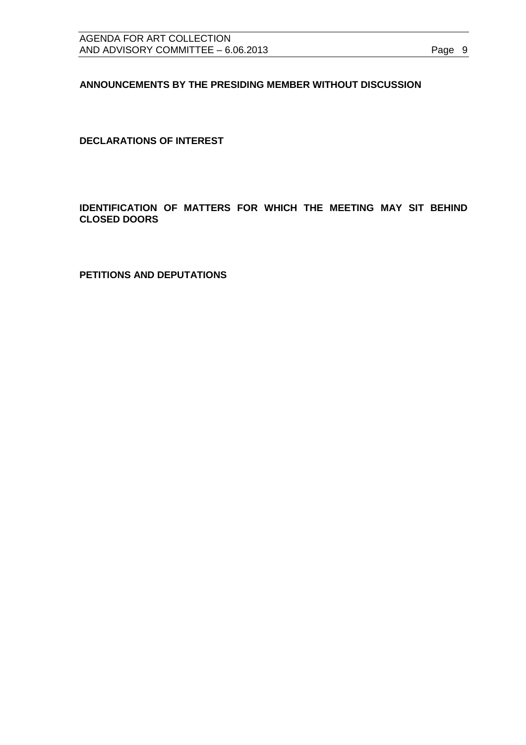**ANNOUNCEMENTS BY THE PRESIDING MEMBER WITHOUT DISCUSSION**

**DECLARATIONS OF INTEREST**

**IDENTIFICATION OF MATTERS FOR WHICH THE MEETING MAY SIT BEHIND CLOSED DOORS**

**PETITIONS AND DEPUTATIONS**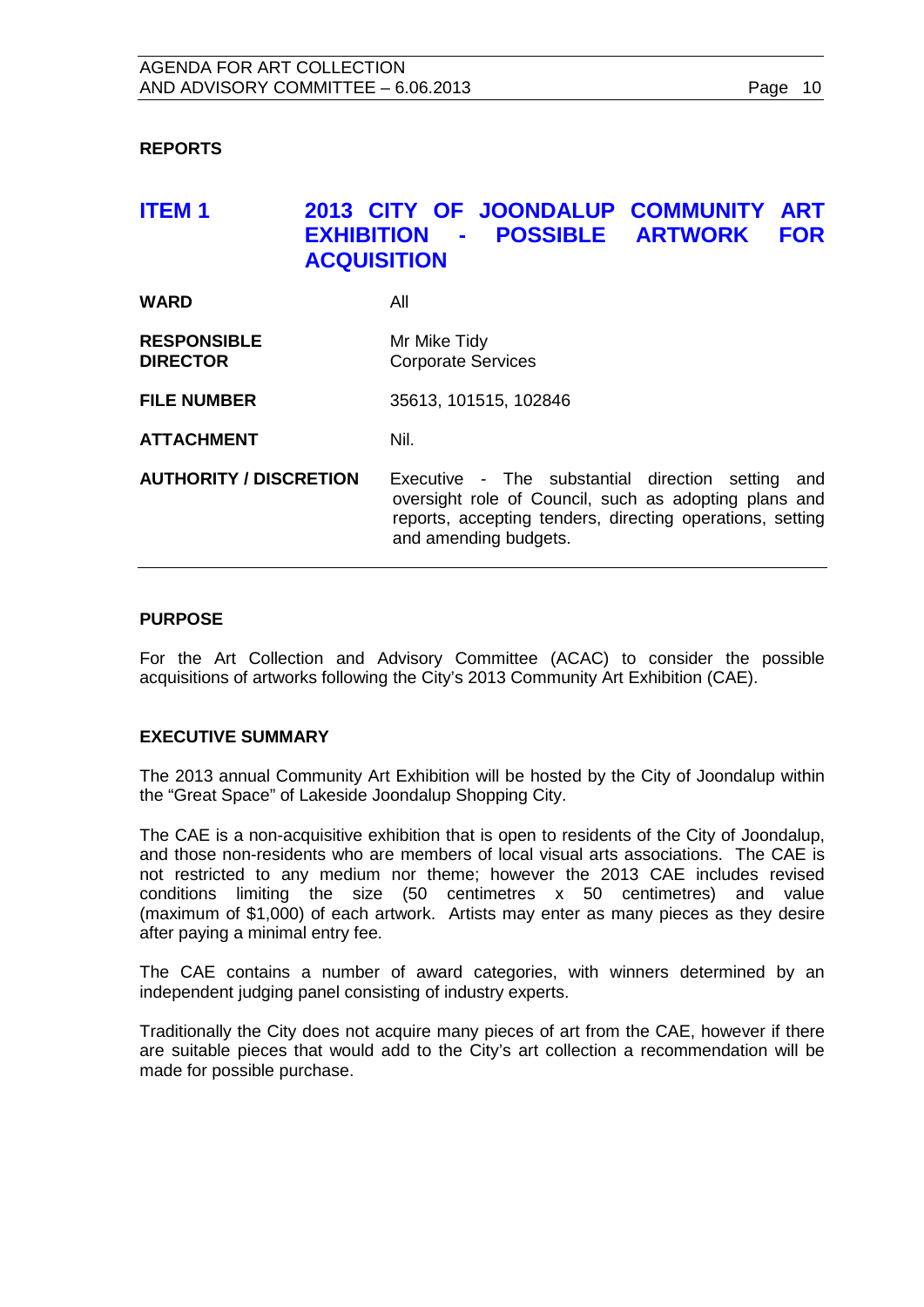**REPORTS**

## ITEM 1 2013 CITY OF JOONDALUP COMMUNITY ART EXHIBITION - POSSIBLE ARTWORK FOR ACQUISITION

| | |
|---|---|
| **WARD** | All |
| **RESPONSIBLE DIRECTOR** | Mr Mike Tidy<br>Corporate Services |
| **FILE NUMBER** | 35613, 101515, 102846 |
| **ATTACHMENT** | Nil. |
| **AUTHORITY / DISCRETION** | Executive - The substantial direction setting and oversight role of Council, such as adopting plans and reports, accepting tenders, directing operations, setting and amending budgets. |

### PURPOSE

For the Art Collection and Advisory Committee (ACAC) to consider the possible acquisitions of artworks following the City's 2013 Community Art Exhibition (CAE).

### EXECUTIVE SUMMARY

The 2013 annual Community Art Exhibition will be hosted by the City of Joondalup within the "Great Space" of Lakeside Joondalup Shopping City.

The CAE is a non-acquisitive exhibition that is open to residents of the City of Joondalup, and those non-residents who are members of local visual arts associations. The CAE is not restricted to any medium nor theme; however the 2013 CAE includes revised conditions limiting the size (50 centimetres x 50 centimetres) and value (maximum of $1,000) of each artwork. Artists may enter as many pieces as they desire after paying a minimal entry fee.

The CAE contains a number of award categories, with winners determined by an independent judging panel consisting of industry experts.

Traditionally the City does not acquire many pieces of art from the CAE, however if there are suitable pieces that would add to the City's art collection a recommendation will be made for possible purchase.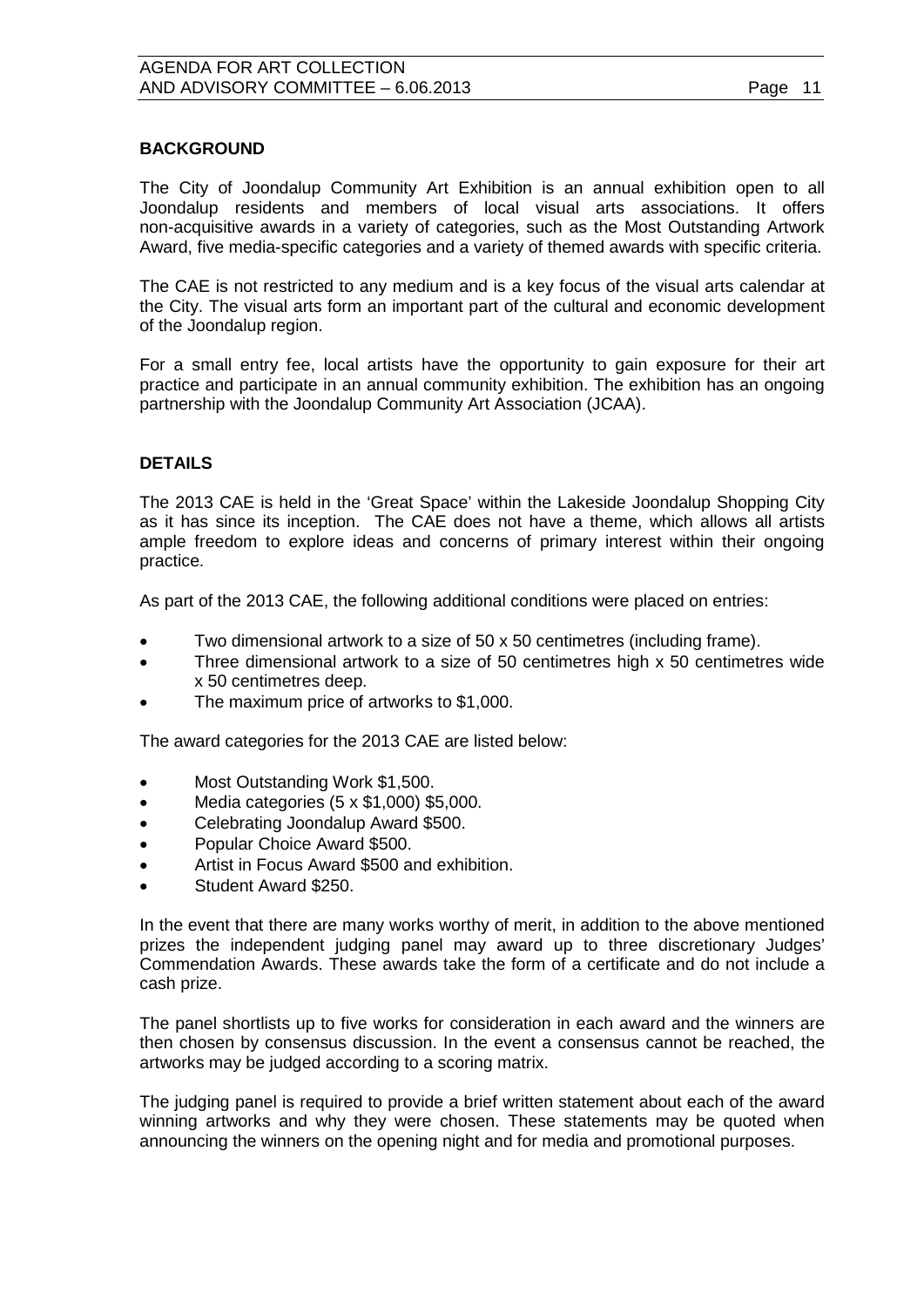## BACKGROUND

The City of Joondalup Community Art Exhibition is an annual exhibition open to all Joondalup residents and members of local visual arts associations. It offers non-acquisitive awards in a variety of categories, such as the Most Outstanding Artwork Award, five media-specific categories and a variety of themed awards with specific criteria.

The CAE is not restricted to any medium and is a key focus of the visual arts calendar at the City. The visual arts form an important part of the cultural and economic development of the Joondalup region.

For a small entry fee, local artists have the opportunity to gain exposure for their art practice and participate in an annual community exhibition. The exhibition has an ongoing partnership with the Joondalup Community Art Association (JCAA).

## DETAILS

The 2013 CAE is held in the 'Great Space' within the Lakeside Joondalup Shopping City as it has since its inception. The CAE does not have a theme, which allows all artists ample freedom to explore ideas and concerns of primary interest within their ongoing practice.

As part of the 2013 CAE, the following additional conditions were placed on entries:

- Two dimensional artwork to a size of 50 x 50 centimetres (including frame).
- Three dimensional artwork to a size of 50 centimetres high x 50 centimetres wide x 50 centimetres deep.
- The maximum price of artworks to $1,000.

The award categories for the 2013 CAE are listed below:

- Most Outstanding Work $1,500.
- Media categories (5 x $1,000) $5,000.
- Celebrating Joondalup Award $500.
- Popular Choice Award $500.
- Artist in Focus Award $500 and exhibition.
- Student Award $250.

In the event that there are many works worthy of merit, in addition to the above mentioned prizes the independent judging panel may award up to three discretionary Judges' Commendation Awards. These awards take the form of a certificate and do not include a cash prize.

The panel shortlists up to five works for consideration in each award and the winners are then chosen by consensus discussion. In the event a consensus cannot be reached, the artworks may be judged according to a scoring matrix.

The judging panel is required to provide a brief written statement about each of the award winning artworks and why they were chosen. These statements may be quoted when announcing the winners on the opening night and for media and promotional purposes.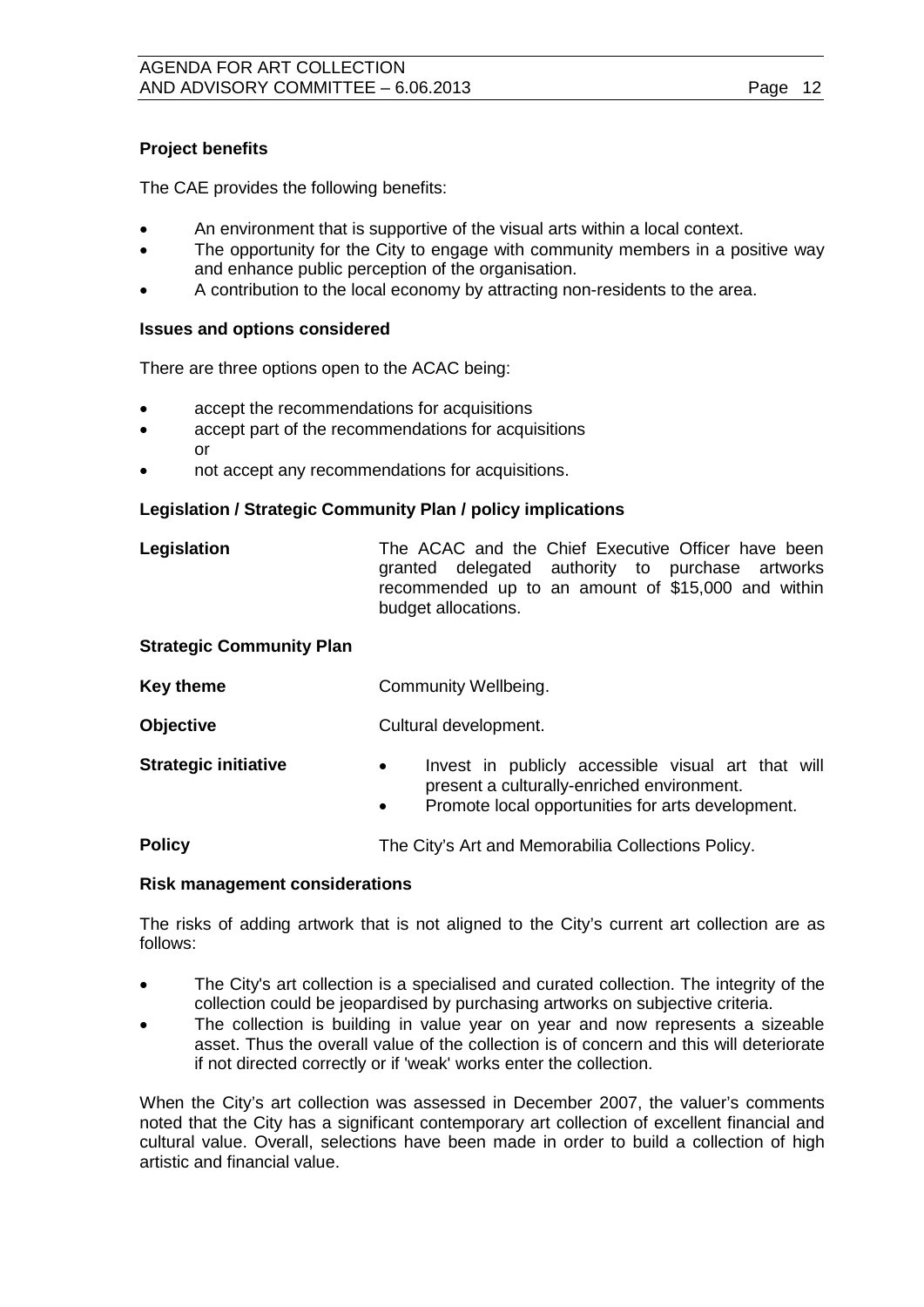**Project benefits**

The CAE provides the following benefits:

- An environment that is supportive of the visual arts within a local context.
- The opportunity for the City to engage with community members in a positive way and enhance public perception of the organisation.
- A contribution to the local economy by attracting non-residents to the area.

**Issues and options considered**

There are three options open to the ACAC being:

- accept the recommendations for acquisitions
- accept part of the recommendations for acquisitions
  or
- not accept any recommendations for acquisitions.

**Legislation / Strategic Community Plan / policy implications**

**Legislation** The ACAC and the Chief Executive Officer have been granted delegated authority to purchase artworks recommended up to an amount of $15,000 and within budget allocations.

**Strategic Community Plan**

**Key theme** Community Wellbeing.

**Objective** Cultural development.

**Strategic initiative**

- Invest in publicly accessible visual art that will present a culturally-enriched environment.
- Promote local opportunities for arts development.

**Policy** The City's Art and Memorabilia Collections Policy.

**Risk management considerations**

The risks of adding artwork that is not aligned to the City's current art collection are as follows:

- The City's art collection is a specialised and curated collection. The integrity of the collection could be jeopardised by purchasing artworks on subjective criteria.
- The collection is building in value year on year and now represents a sizeable asset. Thus the overall value of the collection is of concern and this will deteriorate if not directed correctly or if 'weak' works enter the collection.

When the City's art collection was assessed in December 2007, the valuer's comments noted that the City has a significant contemporary art collection of excellent financial and cultural value. Overall, selections have been made in order to build a collection of high artistic and financial value.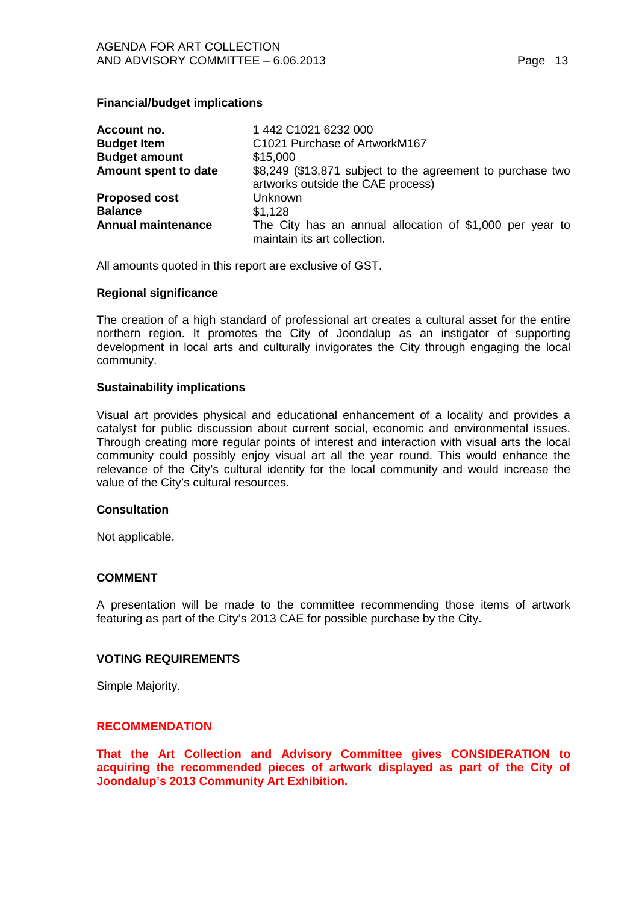### Financial/budget implications

| | |
|---|---|
| **Account no.** | 1 442 C1021 6232 000 |
| **Budget Item** | C1021 Purchase of ArtworkM167 |
| **Budget amount** | $15,000 |
| **Amount spent to date** | $8,249 ($13,871 subject to the agreement to purchase two artworks outside the CAE process) |
| **Proposed cost** | Unknown |
| **Balance** | $1,128 |
| **Annual maintenance** | The City has an annual allocation of $1,000 per year to maintain its art collection. |

All amounts quoted in this report are exclusive of GST.

### Regional significance

The creation of a high standard of professional art creates a cultural asset for the entire northern region. It promotes the City of Joondalup as an instigator of supporting development in local arts and culturally invigorates the City through engaging the local community.

### Sustainability implications

Visual art provides physical and educational enhancement of a locality and provides a catalyst for public discussion about current social, economic and environmental issues. Through creating more regular points of interest and interaction with visual arts the local community could possibly enjoy visual art all the year round. This would enhance the relevance of the City's cultural identity for the local community and would increase the value of the City's cultural resources.

### Consultation

Not applicable.

## COMMENT

A presentation will be made to the committee recommending those items of artwork featuring as part of the City's 2013 CAE for possible purchase by the City.

## VOTING REQUIREMENTS

Simple Majority.

## RECOMMENDATION

**That the Art Collection and Advisory Committee gives CONSIDERATION to acquiring the recommended pieces of artwork displayed as part of the City of Joondalup's 2013 Community Art Exhibition.**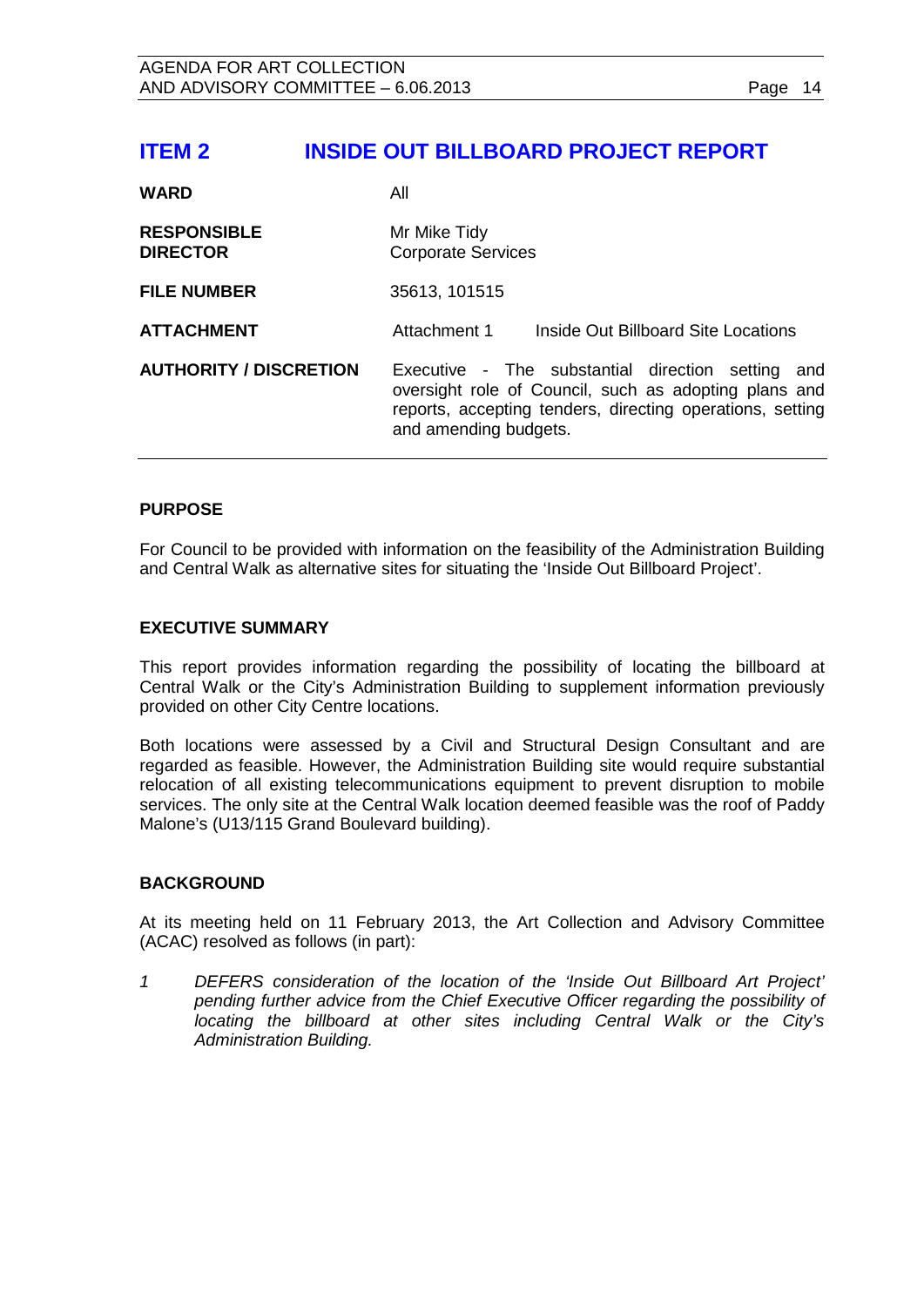# ITEM 2 INSIDE OUT BILLBOARD PROJECT REPORT

| | |
|---|---|
| **WARD** | All |
| **RESPONSIBLE DIRECTOR** | Mr Mike Tidy<br>Corporate Services |
| **FILE NUMBER** | 35613, 101515 |
| **ATTACHMENT** | Attachment 1 Inside Out Billboard Site Locations |
| **AUTHORITY / DISCRETION** | Executive - The substantial direction setting and oversight role of Council, such as adopting plans and reports, accepting tenders, directing operations, setting and amending budgets. |

## PURPOSE

For Council to be provided with information on the feasibility of the Administration Building and Central Walk as alternative sites for situating the 'Inside Out Billboard Project'.

## EXECUTIVE SUMMARY

This report provides information regarding the possibility of locating the billboard at Central Walk or the City's Administration Building to supplement information previously provided on other City Centre locations.

Both locations were assessed by a Civil and Structural Design Consultant and are regarded as feasible. However, the Administration Building site would require substantial relocation of all existing telecommunications equipment to prevent disruption to mobile services. The only site at the Central Walk location deemed feasible was the roof of Paddy Malone's (U13/115 Grand Boulevard building).

## BACKGROUND

At its meeting held on 11 February 2013, the Art Collection and Advisory Committee (ACAC) resolved as follows (in part):

1 *DEFERS consideration of the location of the 'Inside Out Billboard Art Project' pending further advice from the Chief Executive Officer regarding the possibility of locating the billboard at other sites including Central Walk or the City's Administration Building.*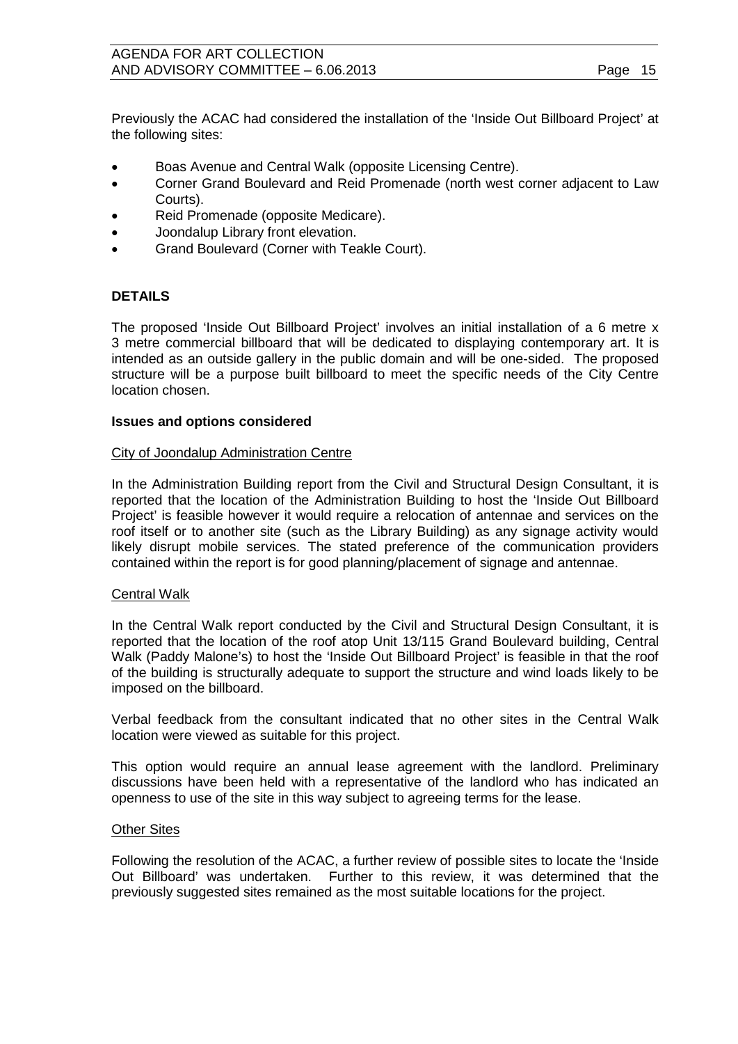Previously the ACAC had considered the installation of the 'Inside Out Billboard Project' at the following sites:

- Boas Avenue and Central Walk (opposite Licensing Centre).
- Corner Grand Boulevard and Reid Promenade (north west corner adjacent to Law Courts).
- Reid Promenade (opposite Medicare).
- Joondalup Library front elevation.
- Grand Boulevard (Corner with Teakle Court).

## DETAILS

The proposed 'Inside Out Billboard Project' involves an initial installation of a 6 metre x 3 metre commercial billboard that will be dedicated to displaying contemporary art. It is intended as an outside gallery in the public domain and will be one-sided. The proposed structure will be a purpose built billboard to meet the specific needs of the City Centre location chosen.

### Issues and options considered

#### City of Joondalup Administration Centre

In the Administration Building report from the Civil and Structural Design Consultant, it is reported that the location of the Administration Building to host the 'Inside Out Billboard Project' is feasible however it would require a relocation of antennae and services on the roof itself or to another site (such as the Library Building) as any signage activity would likely disrupt mobile services. The stated preference of the communication providers contained within the report is for good planning/placement of signage and antennae.

#### Central Walk

In the Central Walk report conducted by the Civil and Structural Design Consultant, it is reported that the location of the roof atop Unit 13/115 Grand Boulevard building, Central Walk (Paddy Malone's) to host the 'Inside Out Billboard Project' is feasible in that the roof of the building is structurally adequate to support the structure and wind loads likely to be imposed on the billboard.

Verbal feedback from the consultant indicated that no other sites in the Central Walk location were viewed as suitable for this project.

This option would require an annual lease agreement with the landlord. Preliminary discussions have been held with a representative of the landlord who has indicated an openness to use of the site in this way subject to agreeing terms for the lease.

#### Other Sites

Following the resolution of the ACAC, a further review of possible sites to locate the 'Inside Out Billboard' was undertaken. Further to this review, it was determined that the previously suggested sites remained as the most suitable locations for the project.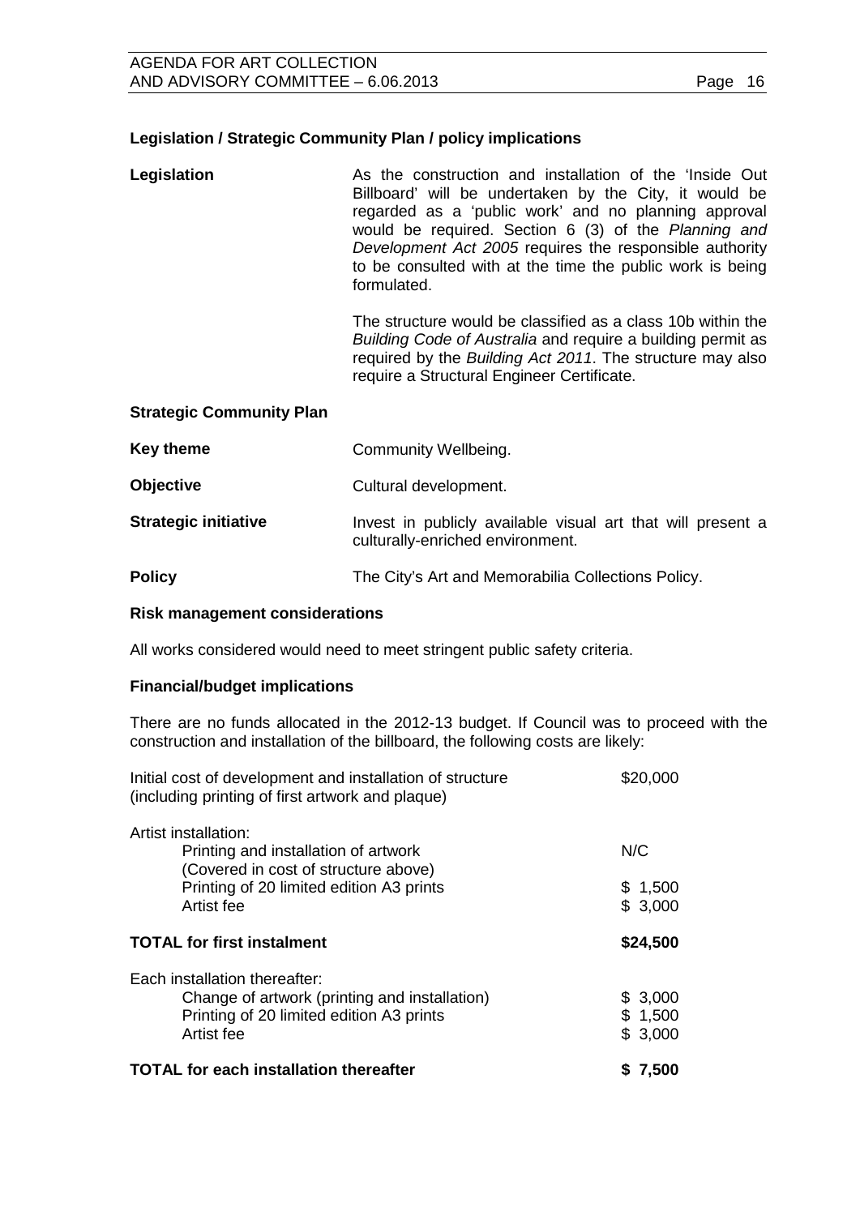### Legislation / Strategic Community Plan / policy implications

**Legislation** As the construction and installation of the 'Inside Out Billboard' will be undertaken by the City, it would be regarded as a 'public work' and no planning approval would be required. Section 6 (3) of the *Planning and Development Act 2005* requires the responsible authority to be consulted with at the time the public work is being formulated.

The structure would be classified as a class 10b within the *Building Code of Australia* and require a building permit as required by the *Building Act 2011*. The structure may also require a Structural Engineer Certificate.

**Strategic Community Plan**

**Key theme** Community Wellbeing.

**Objective** Cultural development.

**Strategic initiative** Invest in publicly available visual art that will present a culturally-enriched environment.

**Policy** The City's Art and Memorabilia Collections Policy.

### Risk management considerations

All works considered would need to meet stringent public safety criteria.

### Financial/budget implications

There are no funds allocated in the 2012-13 budget. If Council was to proceed with the construction and installation of the billboard, the following costs are likely:

| | |
|---|---|
| Initial cost of development and installation of structure (including printing of first artwork and plaque) | $20,000 |
| Artist installation: | |
| Printing and installation of artwork (Covered in cost of structure above) | N/C |
| Printing of 20 limited edition A3 prints | $ 1,500 |
| Artist fee | $ 3,000 |
| **TOTAL for first instalment** | **$24,500** |
| Each installation thereafter: | |
| Change of artwork (printing and installation) | $ 3,000 |
| Printing of 20 limited edition A3 prints | $ 1,500 |
| Artist fee | $ 3,000 |
| **TOTAL for each installation thereafter** | **$ 7,500** |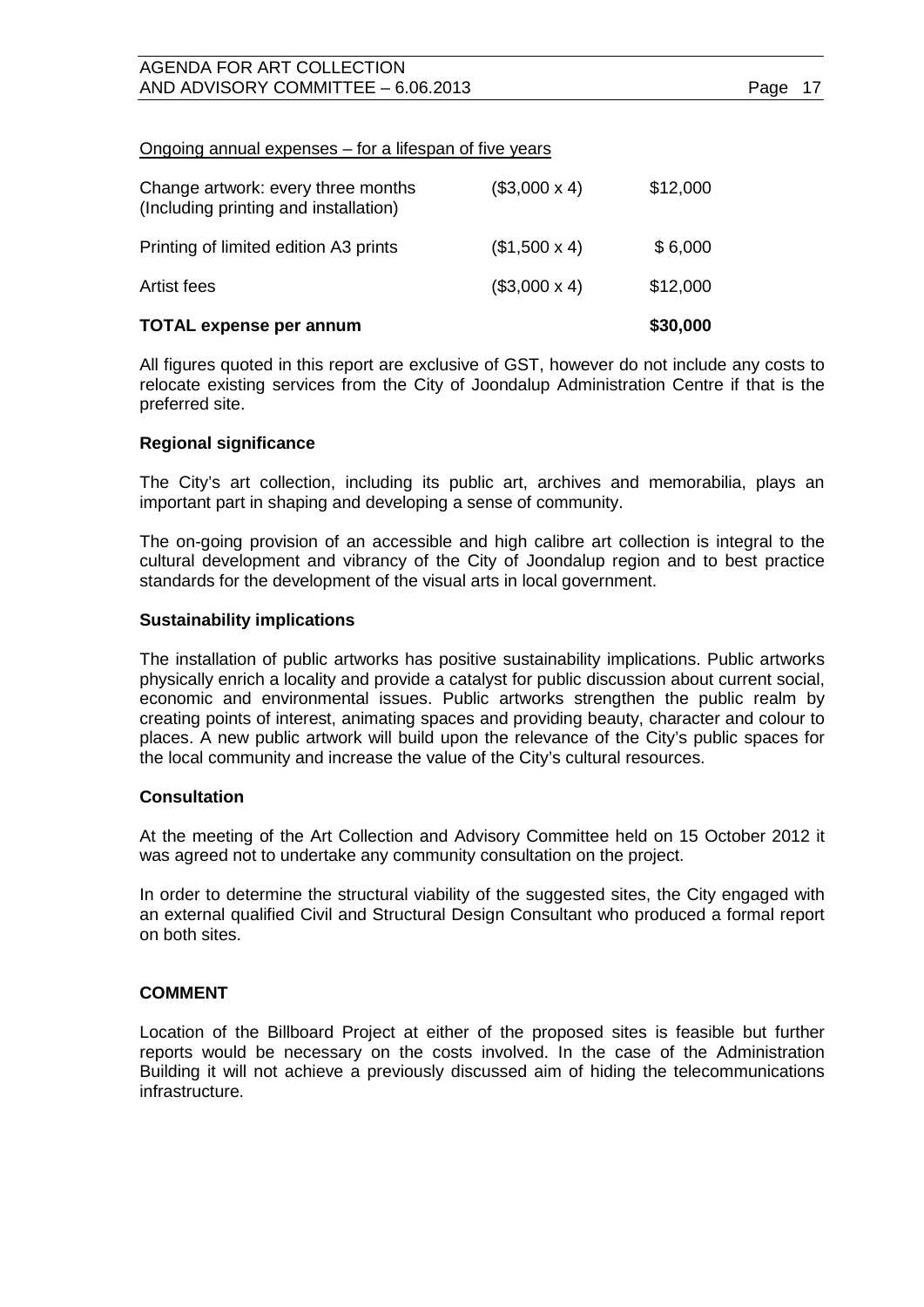Ongoing annual expenses – for a lifespan of five years

| | | |
|---|---|---|
| Change artwork: every three months (Including printing and installation) | ($3,000 x 4) | $12,000 |
| Printing of limited edition A3 prints | ($1,500 x 4) | $ 6,000 |
| Artist fees | ($3,000 x 4) | $12,000 |
| **TOTAL expense per annum** | | **$30,000** |

All figures quoted in this report are exclusive of GST, however do not include any costs to relocate existing services from the City of Joondalup Administration Centre if that is the preferred site.

**Regional significance**

The City's art collection, including its public art, archives and memorabilia, plays an important part in shaping and developing a sense of community.

The on-going provision of an accessible and high calibre art collection is integral to the cultural development and vibrancy of the City of Joondalup region and to best practice standards for the development of the visual arts in local government.

**Sustainability implications**

The installation of public artworks has positive sustainability implications. Public artworks physically enrich a locality and provide a catalyst for public discussion about current social, economic and environmental issues. Public artworks strengthen the public realm by creating points of interest, animating spaces and providing beauty, character and colour to places. A new public artwork will build upon the relevance of the City's public spaces for the local community and increase the value of the City's cultural resources.

**Consultation**

At the meeting of the Art Collection and Advisory Committee held on 15 October 2012 it was agreed not to undertake any community consultation on the project.

In order to determine the structural viability of the suggested sites, the City engaged with an external qualified Civil and Structural Design Consultant who produced a formal report on both sites.

**COMMENT**

Location of the Billboard Project at either of the proposed sites is feasible but further reports would be necessary on the costs involved. In the case of the Administration Building it will not achieve a previously discussed aim of hiding the telecommunications infrastructure.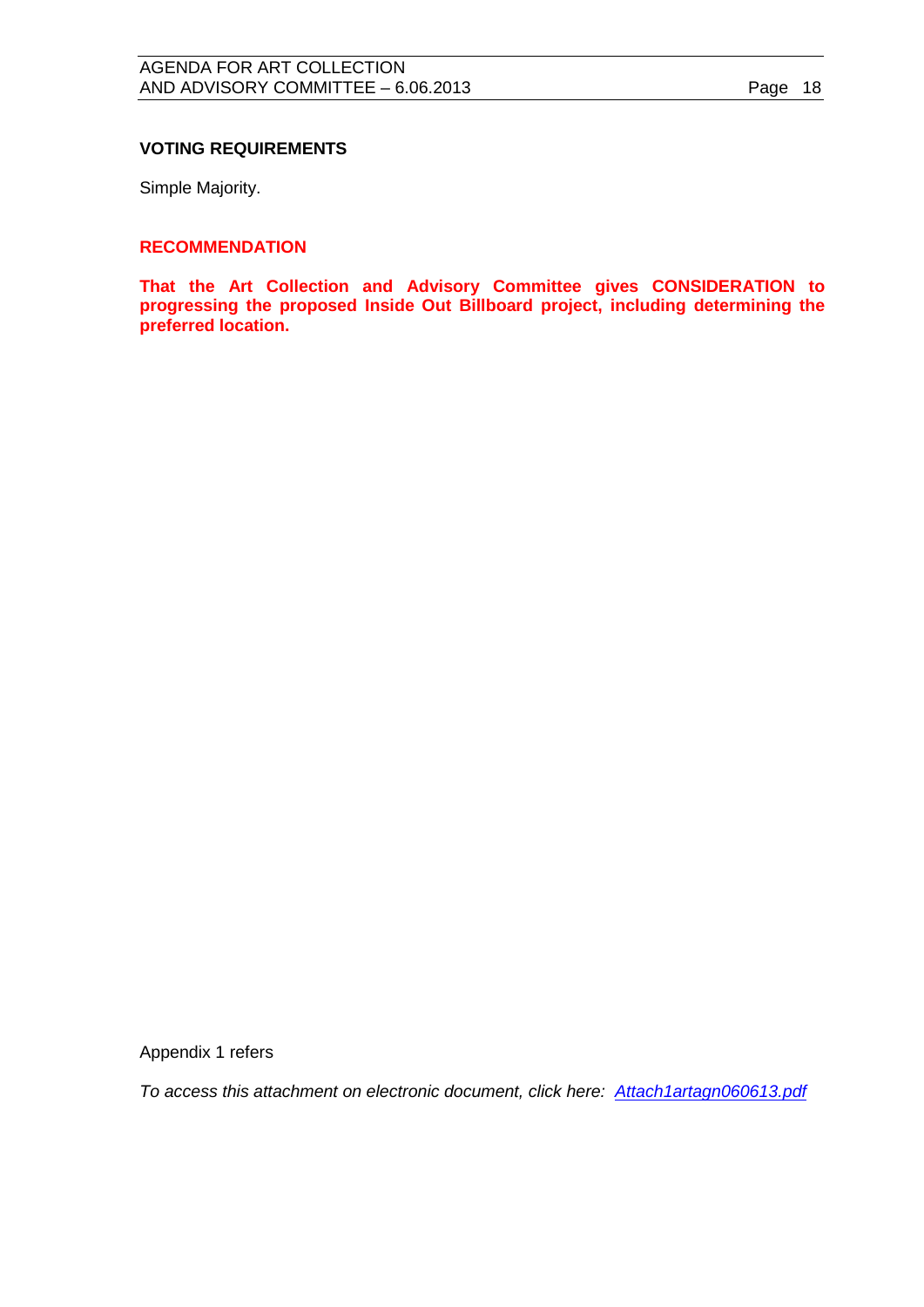**VOTING REQUIREMENTS**

Simple Majority.

**RECOMMENDATION**

**That the Art Collection and Advisory Committee gives CONSIDERATION to progressing the proposed Inside Out Billboard project, including determining the preferred location.**

Appendix 1 refers

*To access this attachment on electronic document, click here: Attach1artagn060613.pdf*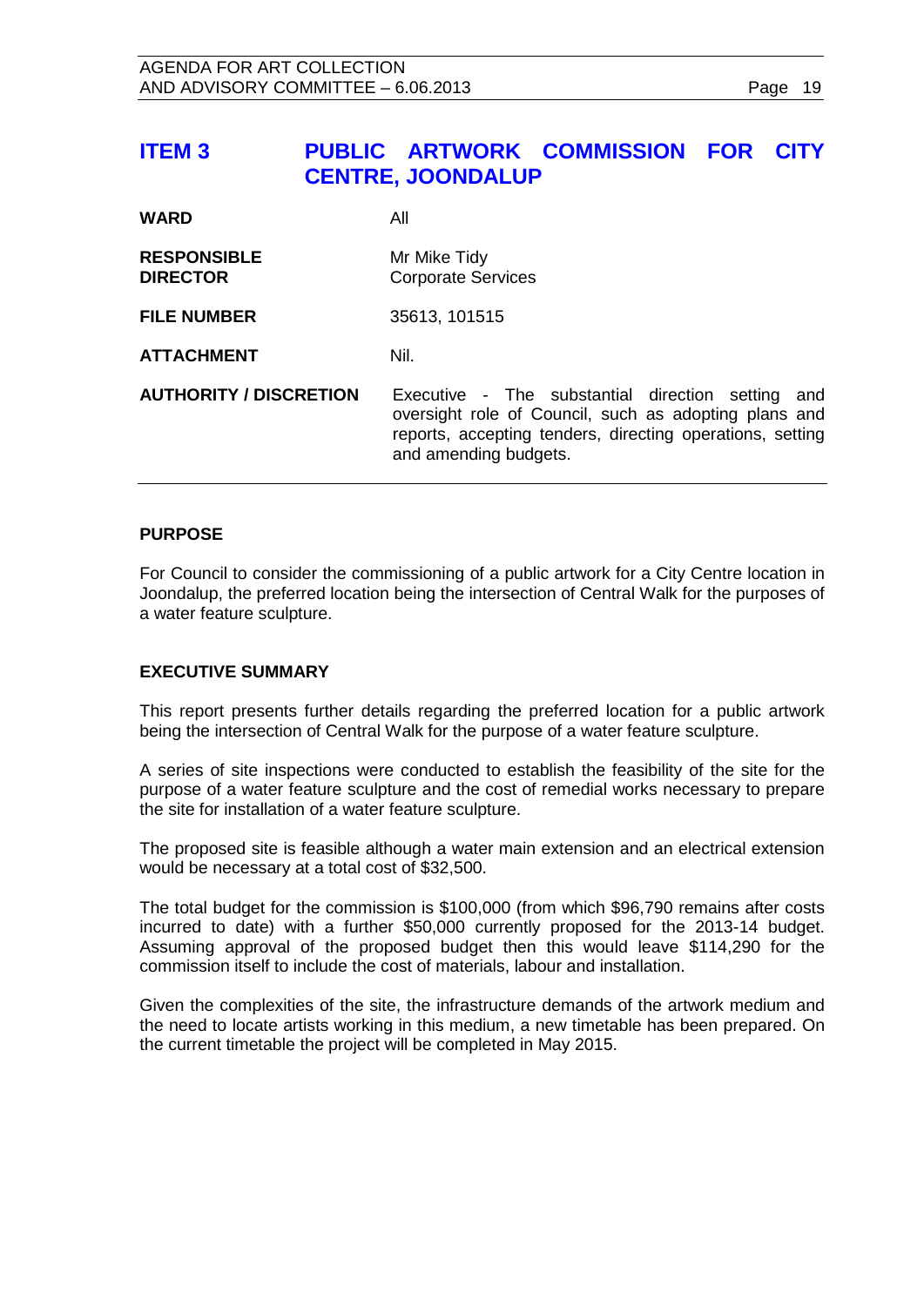# ITEM 3 PUBLIC ARTWORK COMMISSION FOR CITY CENTRE, JOONDALUP

| | |
|---|---|
| **WARD** | All |
| **RESPONSIBLE DIRECTOR** | Mr Mike Tidy<br>Corporate Services |
| **FILE NUMBER** | 35613, 101515 |
| **ATTACHMENT** | Nil. |
| **AUTHORITY / DISCRETION** | Executive - The substantial direction setting and oversight role of Council, such as adopting plans and reports, accepting tenders, directing operations, setting and amending budgets. |

## PURPOSE

For Council to consider the commissioning of a public artwork for a City Centre location in Joondalup, the preferred location being the intersection of Central Walk for the purposes of a water feature sculpture.

## EXECUTIVE SUMMARY

This report presents further details regarding the preferred location for a public artwork being the intersection of Central Walk for the purpose of a water feature sculpture.

A series of site inspections were conducted to establish the feasibility of the site for the purpose of a water feature sculpture and the cost of remedial works necessary to prepare the site for installation of a water feature sculpture.

The proposed site is feasible although a water main extension and an electrical extension would be necessary at a total cost of $32,500.

The total budget for the commission is $100,000 (from which $96,790 remains after costs incurred to date) with a further $50,000 currently proposed for the 2013-14 budget. Assuming approval of the proposed budget then this would leave $114,290 for the commission itself to include the cost of materials, labour and installation.

Given the complexities of the site, the infrastructure demands of the artwork medium and the need to locate artists working in this medium, a new timetable has been prepared. On the current timetable the project will be completed in May 2015.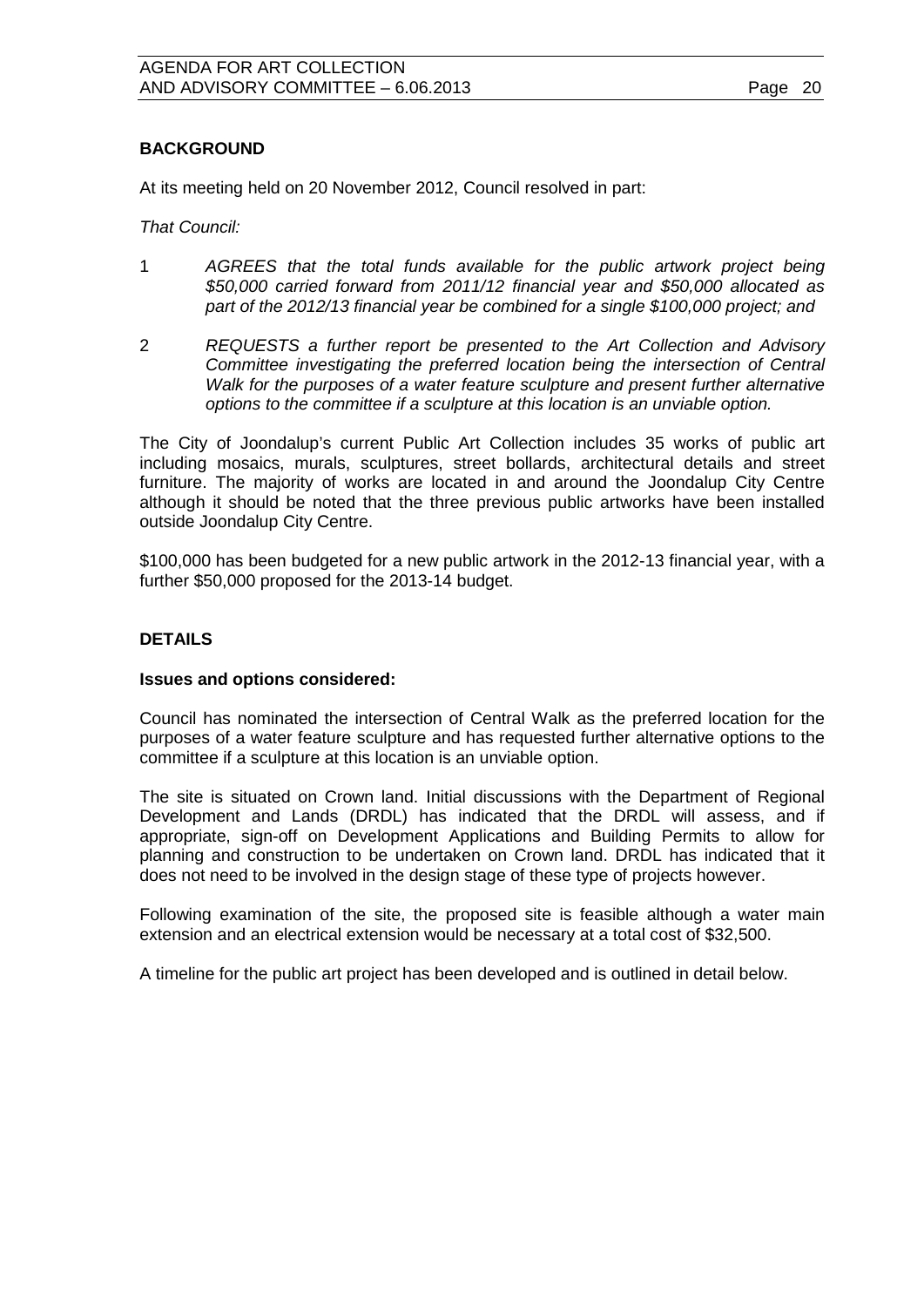## BACKGROUND

At its meeting held on 20 November 2012, Council resolved in part:

*That Council:*

1 *AGREES that the total funds available for the public artwork project being $50,000 carried forward from 2011/12 financial year and $50,000 allocated as part of the 2012/13 financial year be combined for a single $100,000 project; and*

2 *REQUESTS a further report be presented to the Art Collection and Advisory Committee investigating the preferred location being the intersection of Central Walk for the purposes of a water feature sculpture and present further alternative options to the committee if a sculpture at this location is an unviable option.*

The City of Joondalup's current Public Art Collection includes 35 works of public art including mosaics, murals, sculptures, street bollards, architectural details and street furniture. The majority of works are located in and around the Joondalup City Centre although it should be noted that the three previous public artworks have been installed outside Joondalup City Centre.

$100,000 has been budgeted for a new public artwork in the 2012-13 financial year, with a further $50,000 proposed for the 2013-14 budget.

## DETAILS

### Issues and options considered:

Council has nominated the intersection of Central Walk as the preferred location for the purposes of a water feature sculpture and has requested further alternative options to the committee if a sculpture at this location is an unviable option.

The site is situated on Crown land. Initial discussions with the Department of Regional Development and Lands (DRDL) has indicated that the DRDL will assess, and if appropriate, sign-off on Development Applications and Building Permits to allow for planning and construction to be undertaken on Crown land. DRDL has indicated that it does not need to be involved in the design stage of these type of projects however.

Following examination of the site, the proposed site is feasible although a water main extension and an electrical extension would be necessary at a total cost of $32,500.

A timeline for the public art project has been developed and is outlined in detail below.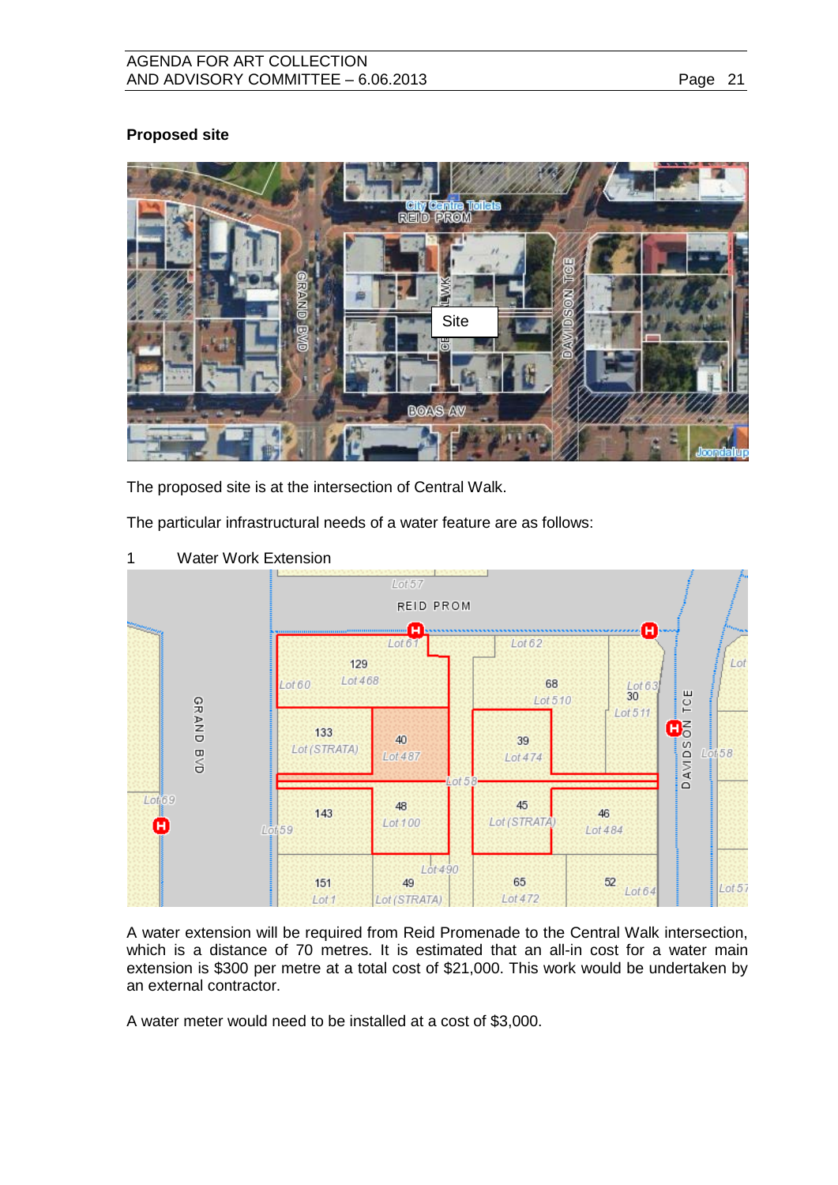**Proposed site**

The proposed site is at the intersection of Central Walk.

The particular infrastructural needs of a water feature are as follows:

1 Water Work Extension

A water extension will be required from Reid Promenade to the Central Walk intersection, which is a distance of 70 metres. It is estimated that an all-in cost for a water main extension is $300 per metre at a total cost of $21,000. This work would be undertaken by an external contractor.

A water meter would need to be installed at a cost of $3,000.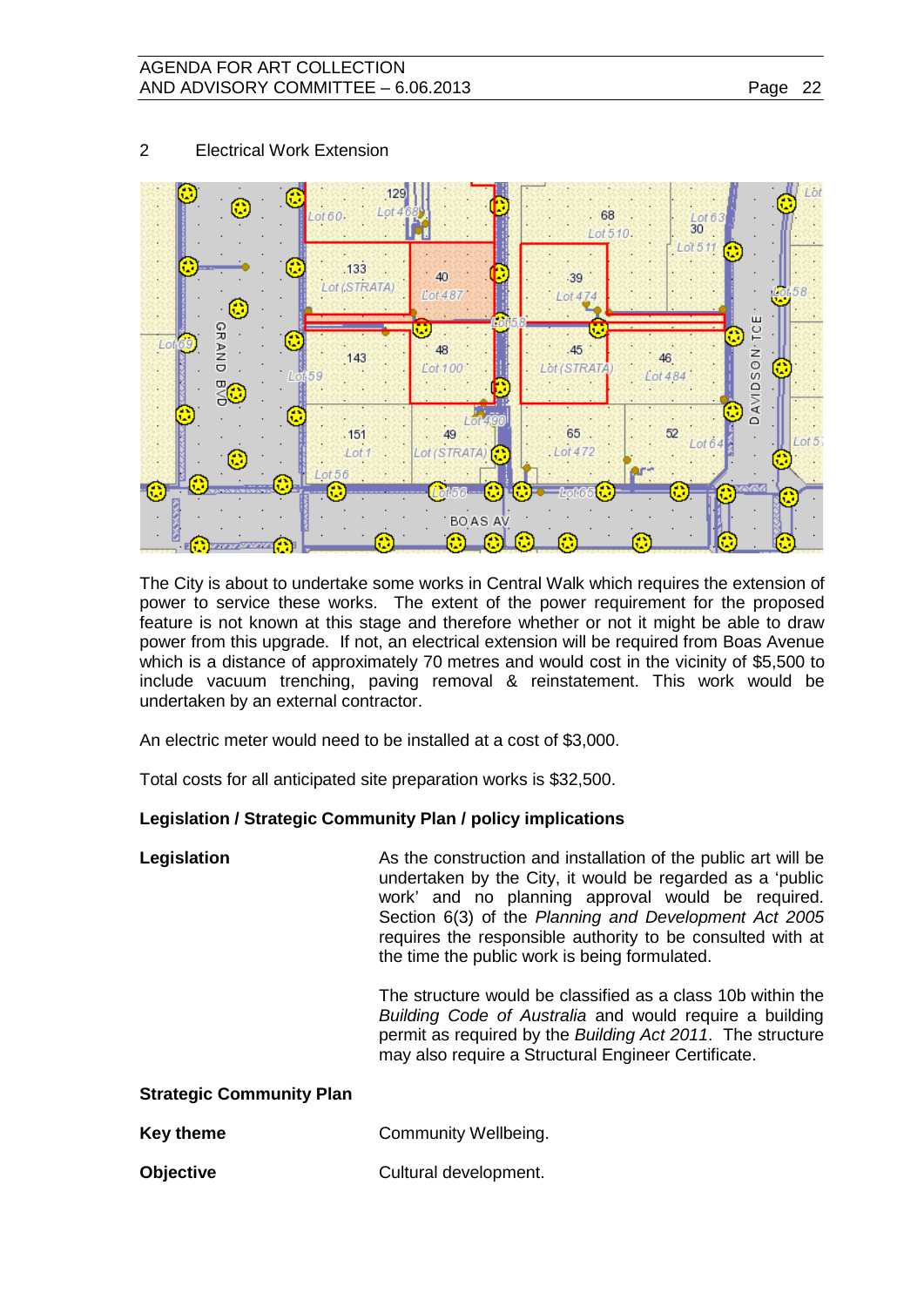## 2 Electrical Work Extension

The City is about to undertake some works in Central Walk which requires the extension of power to service these works. The extent of the power requirement for the proposed feature is not known at this stage and therefore whether or not it might be able to draw power from this upgrade. If not, an electrical extension will be required from Boas Avenue which is a distance of approximately 70 metres and would cost in the vicinity of $5,500 to include vacuum trenching, paving removal & reinstatement. This work would be undertaken by an external contractor.

An electric meter would need to be installed at a cost of $3,000.

Total costs for all anticipated site preparation works is $32,500.

### Legislation / Strategic Community Plan / policy implications

**Legislation**

As the construction and installation of the public art will be undertaken by the City, it would be regarded as a 'public work' and no planning approval would be required. Section 6(3) of the *Planning and Development Act 2005* requires the responsible authority to be consulted with at the time the public work is being formulated.

The structure would be classified as a class 10b within the *Building Code of Australia* and would require a building permit as required by the *Building Act 2011*. The structure may also require a Structural Engineer Certificate.

**Strategic Community Plan**

**Key theme** Community Wellbeing.

**Objective** Cultural development.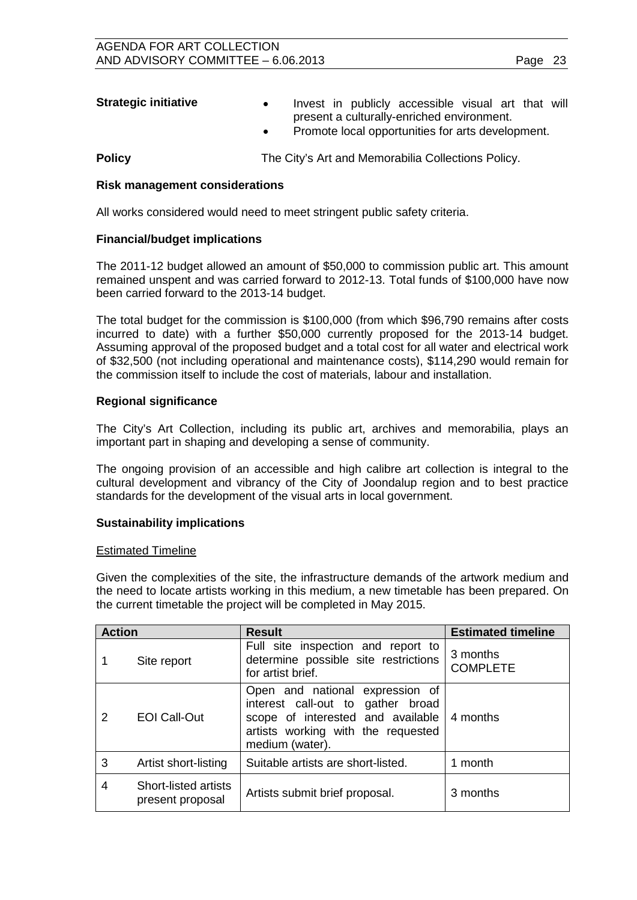**Strategic initiative**

- Invest in publicly accessible visual art that will present a culturally-enriched environment.
- Promote local opportunities for arts development.

**Policy** The City's Art and Memorabilia Collections Policy.

**Risk management considerations**

All works considered would need to meet stringent public safety criteria.

**Financial/budget implications**

The 2011-12 budget allowed an amount of \$50,000 to commission public art. This amount remained unspent and was carried forward to 2012-13. Total funds of \$100,000 have now been carried forward to the 2013-14 budget.

The total budget for the commission is \$100,000 (from which \$96,790 remains after costs incurred to date) with a further \$50,000 currently proposed for the 2013-14 budget. Assuming approval of the proposed budget and a total cost for all water and electrical work of \$32,500 (not including operational and maintenance costs), \$114,290 would remain for the commission itself to include the cost of materials, labour and installation.

**Regional significance**

The City's Art Collection, including its public art, archives and memorabilia, plays an important part in shaping and developing a sense of community.

The ongoing provision of an accessible and high calibre art collection is integral to the cultural development and vibrancy of the City of Joondalup region and to best practice standards for the development of the visual arts in local government.

**Sustainability implications**

Estimated Timeline

Given the complexities of the site, the infrastructure demands of the artwork medium and the need to locate artists working in this medium, a new timetable has been prepared. On the current timetable the project will be completed in May 2015.

| Action | | Result | Estimated timeline |
|---|---|---|---|
| 1 | Site report | Full site inspection and report to determine possible site restrictions for artist brief. | 3 months COMPLETE |
| 2 | EOI Call-Out | Open and national expression of interest call-out to gather broad scope of interested and available artists working with the requested medium (water). | 4 months |
| 3 | Artist short-listing | Suitable artists are short-listed. | 1 month |
| 4 | Short-listed artists present proposal | Artists submit brief proposal. | 3 months |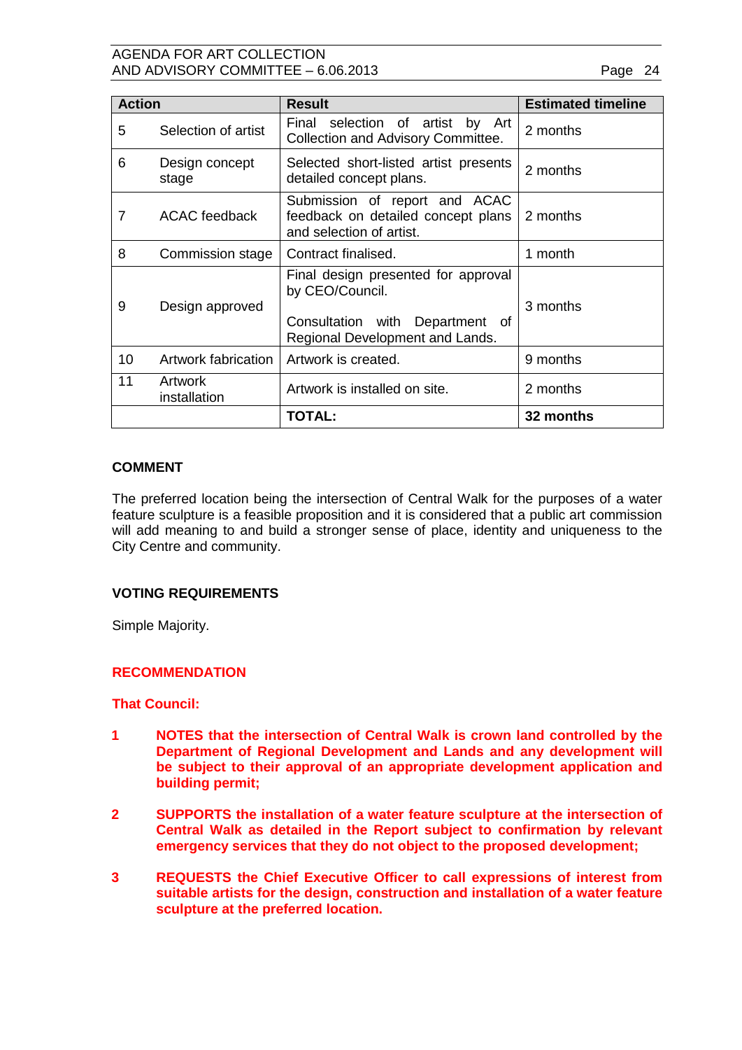| Action | | Result | Estimated timeline |
|---|---|---|---|
| 5 | Selection of artist | Final selection of artist by Art Collection and Advisory Committee. | 2 months |
| 6 | Design concept stage | Selected short-listed artist presents detailed concept plans. | 2 months |
| 7 | ACAC feedback | Submission of report and ACAC feedback on detailed concept plans and selection of artist. | 2 months |
| 8 | Commission stage | Contract finalised. | 1 month |
| 9 | Design approved | Final design presented for approval by CEO/Council.<br><br>Consultation with Department of Regional Development and Lands. | 3 months |
| 10 | Artwork fabrication | Artwork is created. | 9 months |
| 11 | Artwork installation | Artwork is installed on site. | 2 months |
| | | **TOTAL:** | **32 months** |

**COMMENT**

The preferred location being the intersection of Central Walk for the purposes of a water feature sculpture is a feasible proposition and it is considered that a public art commission will add meaning to and build a stronger sense of place, identity and uniqueness to the City Centre and community.

**VOTING REQUIREMENTS**

Simple Majority.

**RECOMMENDATION**

**That Council:**

1 **NOTES that the intersection of Central Walk is crown land controlled by the Department of Regional Development and Lands and any development will be subject to their approval of an appropriate development application and building permit;**

2 **SUPPORTS the installation of a water feature sculpture at the intersection of Central Walk as detailed in the Report subject to confirmation by relevant emergency services that they do not object to the proposed development;**

3 **REQUESTS the Chief Executive Officer to call expressions of interest from suitable artists for the design, construction and installation of a water feature sculpture at the preferred location.**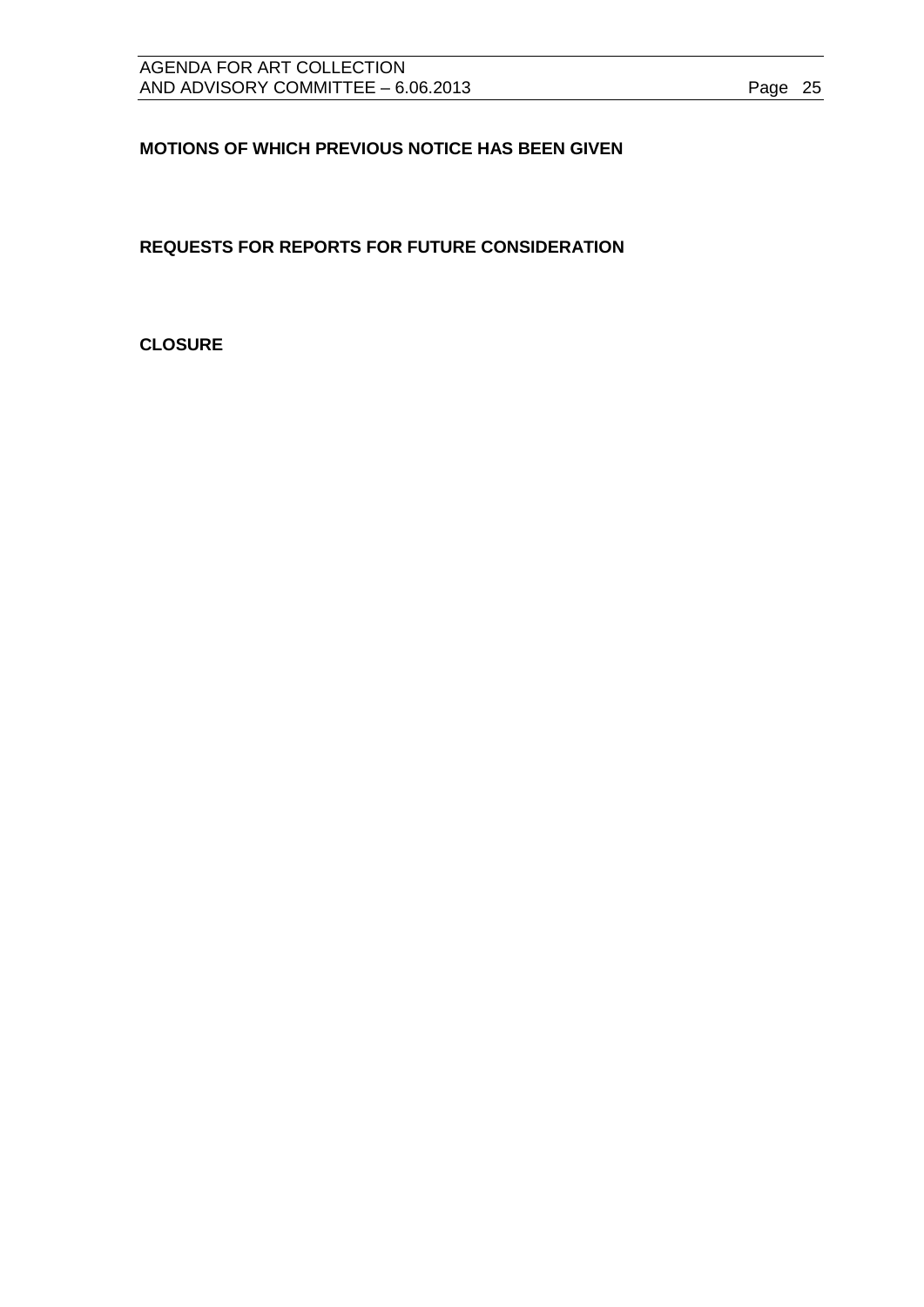**MOTIONS OF WHICH PREVIOUS NOTICE HAS BEEN GIVEN**

**REQUESTS FOR REPORTS FOR FUTURE CONSIDERATION**

**CLOSURE**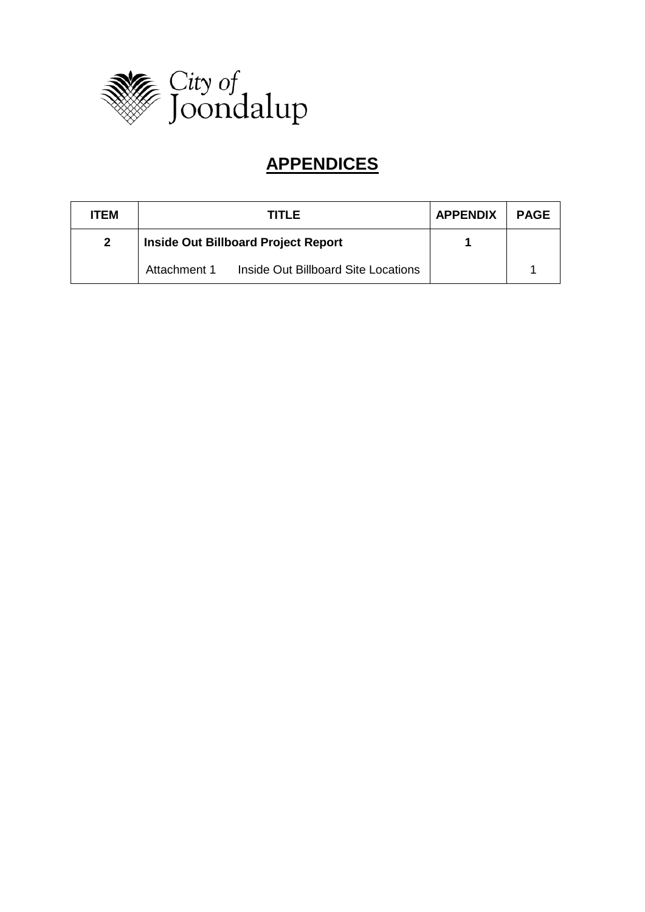City of Joondalup

# APPENDICES

| ITEM | TITLE | APPENDIX | PAGE |
|---|---|---|---|
| 2 | **Inside Out Billboard Project Report** | 1 | |
| | Attachment 1 Inside Out Billboard Site Locations | | 1 |